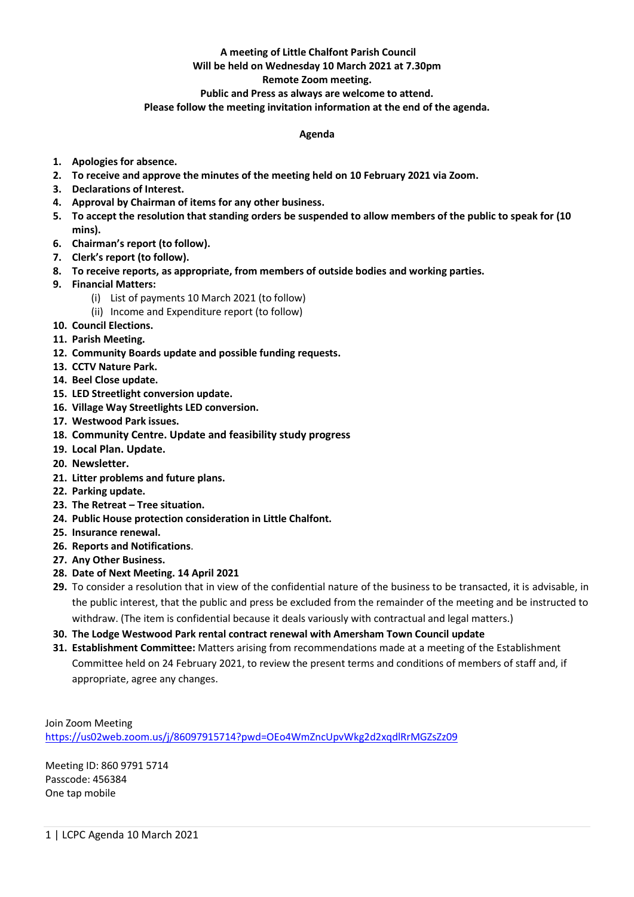**A meeting of Little Chalfont Parish Council**
**Will be held on Wednesday 10 March 2021 at 7.30pm**
**Remote Zoom meeting.**
**Public and Press as always are welcome to attend.**
**Please follow the meeting invitation information at the end of the agenda.**

**Agenda**

1. **Apologies for absence.**
2. **To receive and approve the minutes of the meeting held on 10 February 2021 via Zoom.**
3. **Declarations of Interest.**
4. **Approval by Chairman of items for any other business.**
5. **To accept the resolution that standing orders be suspended to allow members of the public to speak for (10 mins).**
6. **Chairman's report (to follow).**
7. **Clerk's report (to follow).**
8. **To receive reports, as appropriate, from members of outside bodies and working parties.**
9. **Financial Matters:**
   (i) List of payments 10 March 2021 (to follow)
   (ii) Income and Expenditure report (to follow)
10. **Council Elections.**
11. **Parish Meeting.**
12. **Community Boards update and possible funding requests.**
13. **CCTV Nature Park.**
14. **Beel Close update.**
15. **LED Streetlight conversion update.**
16. **Village Way Streetlights LED conversion.**
17. **Westwood Park issues.**
18. **Community Centre. Update and feasibility study progress**
19. **Local Plan. Update.**
20. **Newsletter.**
21. **Litter problems and future plans.**
22. **Parking update.**
23. **The Retreat – Tree situation.**
24. **Public House protection consideration in Little Chalfont.**
25. **Insurance renewal.**
26. **Reports and Notifications**.
27. **Any Other Business.**
28. **Date of Next Meeting. 14 April 2021**
29. To consider a resolution that in view of the confidential nature of the business to be transacted, it is advisable, in the public interest, that the public and press be excluded from the remainder of the meeting and be instructed to withdraw. (The item is confidential because it deals variously with contractual and legal matters.)
30. **The Lodge Westwood Park rental contract renewal with Amersham Town Council update**
31. **Establishment Committee:** Matters arising from recommendations made at a meeting of the Establishment Committee held on 24 February 2021, to review the present terms and conditions of members of staff and, if appropriate, agree any changes.

Join Zoom Meeting
https://us02web.zoom.us/j/86097915714?pwd=OEo4WmZncUpvWkg2d2xqdlRrMGZsZz09

Meeting ID: 860 9791 5714
Passcode: 456384
One tap mobile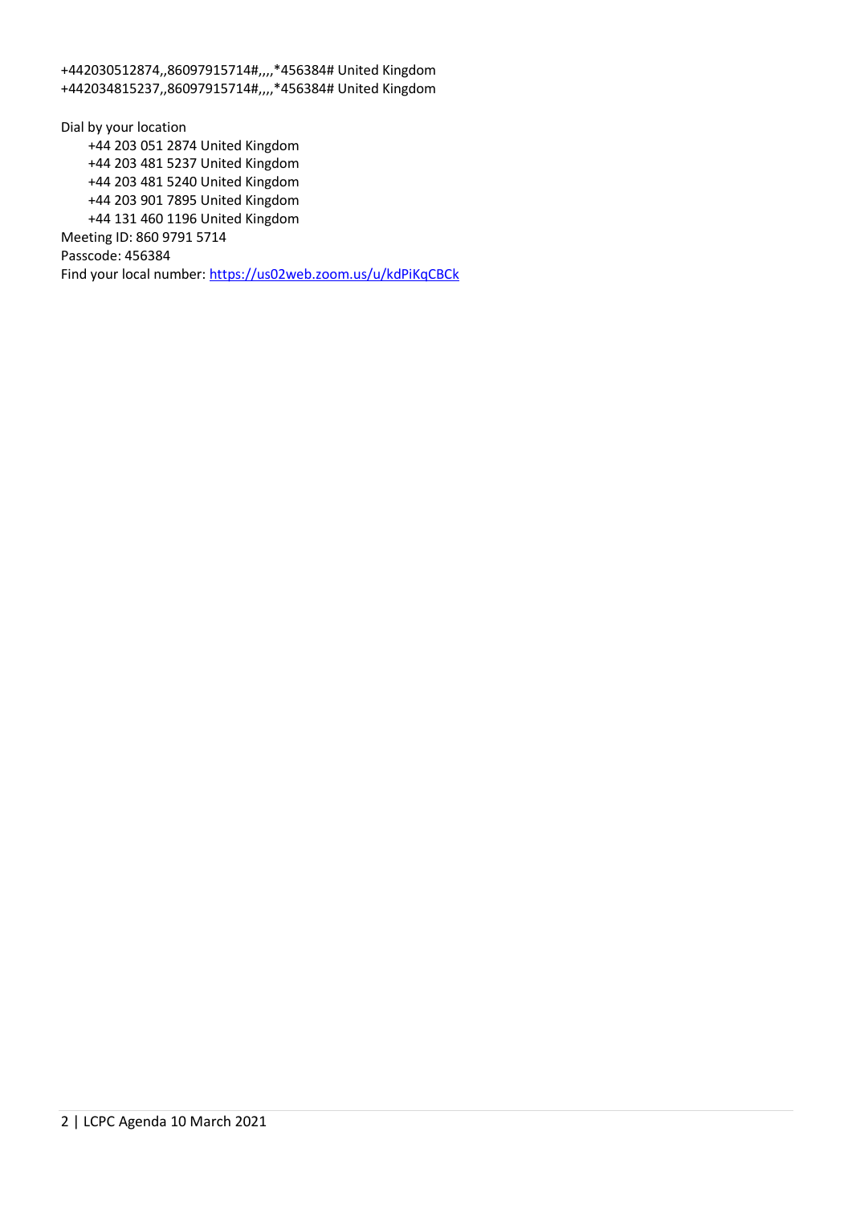+442030512874,,86097915714#,,,,*456384# United Kingdom
+442034815237,,86097915714#,,,,*456384# United Kingdom

Dial by your location

+44 203 051 2874 United Kingdom
+44 203 481 5237 United Kingdom
+44 203 481 5240 United Kingdom
+44 203 901 7895 United Kingdom
+44 131 460 1196 United Kingdom

Meeting ID: 860 9791 5714
Passcode: 456384
Find your local number: https://us02web.zoom.us/u/kdPiKqCBCk